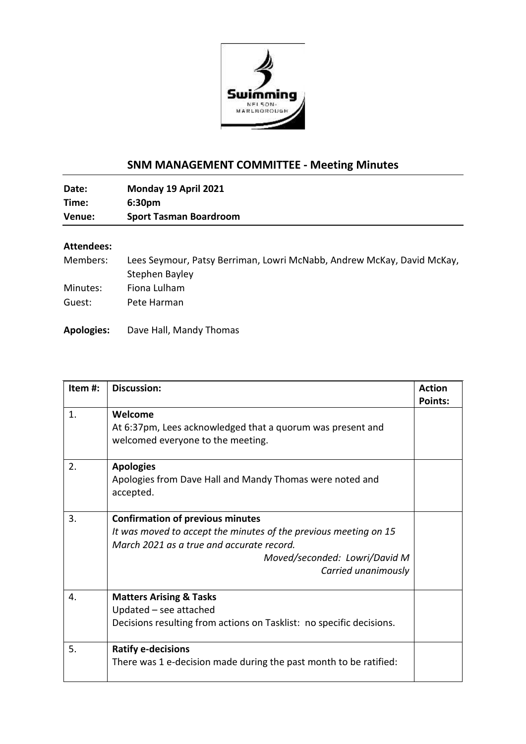## SNM MANAGEMENT COMMITTEE - Meeting Minutes

**Date:** Monday 19 April 2021
**Time:** 6:30pm
**Venue:** Sport Tasman Boardroom

**Attendees:**

Members: Lees Seymour, Patsy Berriman, Lowri McNabb, Andrew McKay, David McKay, Stephen Bayley
Minutes: Fiona Lulham
Guest: Pete Harman

**Apologies:** Dave Hall, Mandy Thomas

| Item #: | Discussion: | Action Points: |
|---|---|---|
| 1. | **Welcome**<br>At 6:37pm, Lees acknowledged that a quorum was present and welcomed everyone to the meeting. | |
| 2. | **Apologies**<br>Apologies from Dave Hall and Mandy Thomas were noted and accepted. | |
| 3. | **Confirmation of previous minutes**<br>*It was moved to accept the minutes of the previous meeting on 15 March 2021 as a true and accurate record.*<br>*Moved/seconded: Lowri/David M*<br>*Carried unanimously* | |
| 4. | **Matters Arising & Tasks**<br>Updated – see attached<br>Decisions resulting from actions on Tasklist: no specific decisions. | |
| 5. | **Ratify e-decisions**<br>There was 1 e-decision made during the past month to be ratified: | |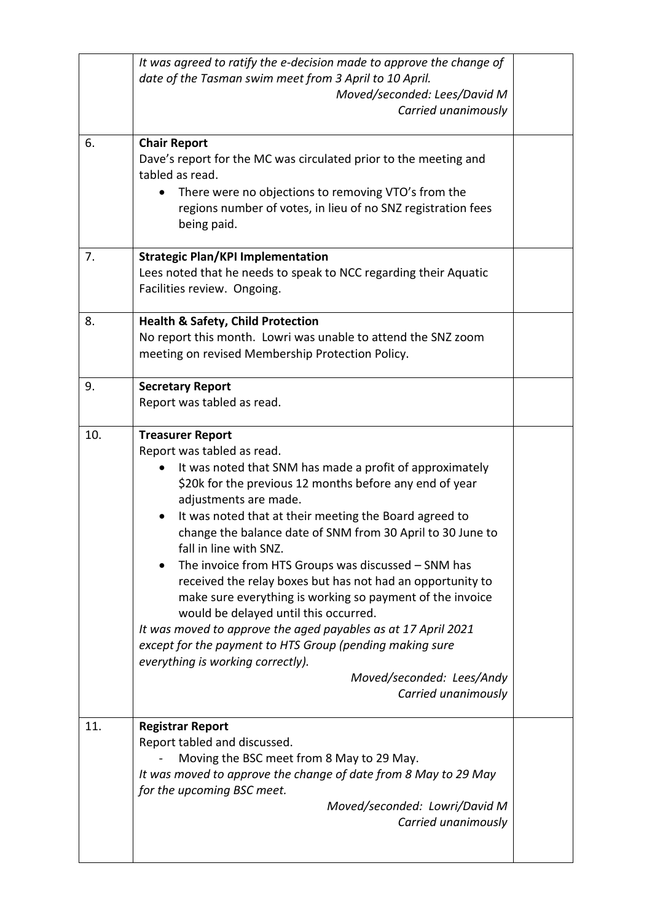| | | |
|---|---|---|
| | *It was agreed to ratify the e-decision made to approve the change of date of the Tasman swim meet from 3 April to 10 April.*<br>*Moved/seconded: Lees/David M*<br>*Carried unanimously* | |
| 6. | **Chair Report**<br>Dave's report for the MC was circulated prior to the meeting and tabled as read.<br>• There were no objections to removing VTO's from the regions number of votes, in lieu of no SNZ registration fees being paid. | |
| 7. | **Strategic Plan/KPI Implementation**<br>Lees noted that he needs to speak to NCC regarding their Aquatic Facilities review. Ongoing. | |
| 8. | **Health & Safety, Child Protection**<br>No report this month. Lowri was unable to attend the SNZ zoom meeting on revised Membership Protection Policy. | |
| 9. | **Secretary Report**<br>Report was tabled as read. | |
| 10. | **Treasurer Report**<br>Report was tabled as read.<br>• It was noted that SNM has made a profit of approximately $20k for the previous 12 months before any end of year adjustments are made.<br>• It was noted that at their meeting the Board agreed to change the balance date of SNM from 30 April to 30 June to fall in line with SNZ.<br>• The invoice from HTS Groups was discussed – SNM has received the relay boxes but has not had an opportunity to make sure everything is working so payment of the invoice would be delayed until this occurred.<br>*It was moved to approve the aged payables as at 17 April 2021 except for the payment to HTS Group (pending making sure everything is working correctly).*<br>*Moved/seconded: Lees/Andy*<br>*Carried unanimously* | |
| 11. | **Registrar Report**<br>Report tabled and discussed.<br>- Moving the BSC meet from 8 May to 29 May.<br>*It was moved to approve the change of date from 8 May to 29 May for the upcoming BSC meet.*<br>*Moved/seconded: Lowri/David M*<br>*Carried unanimously* | |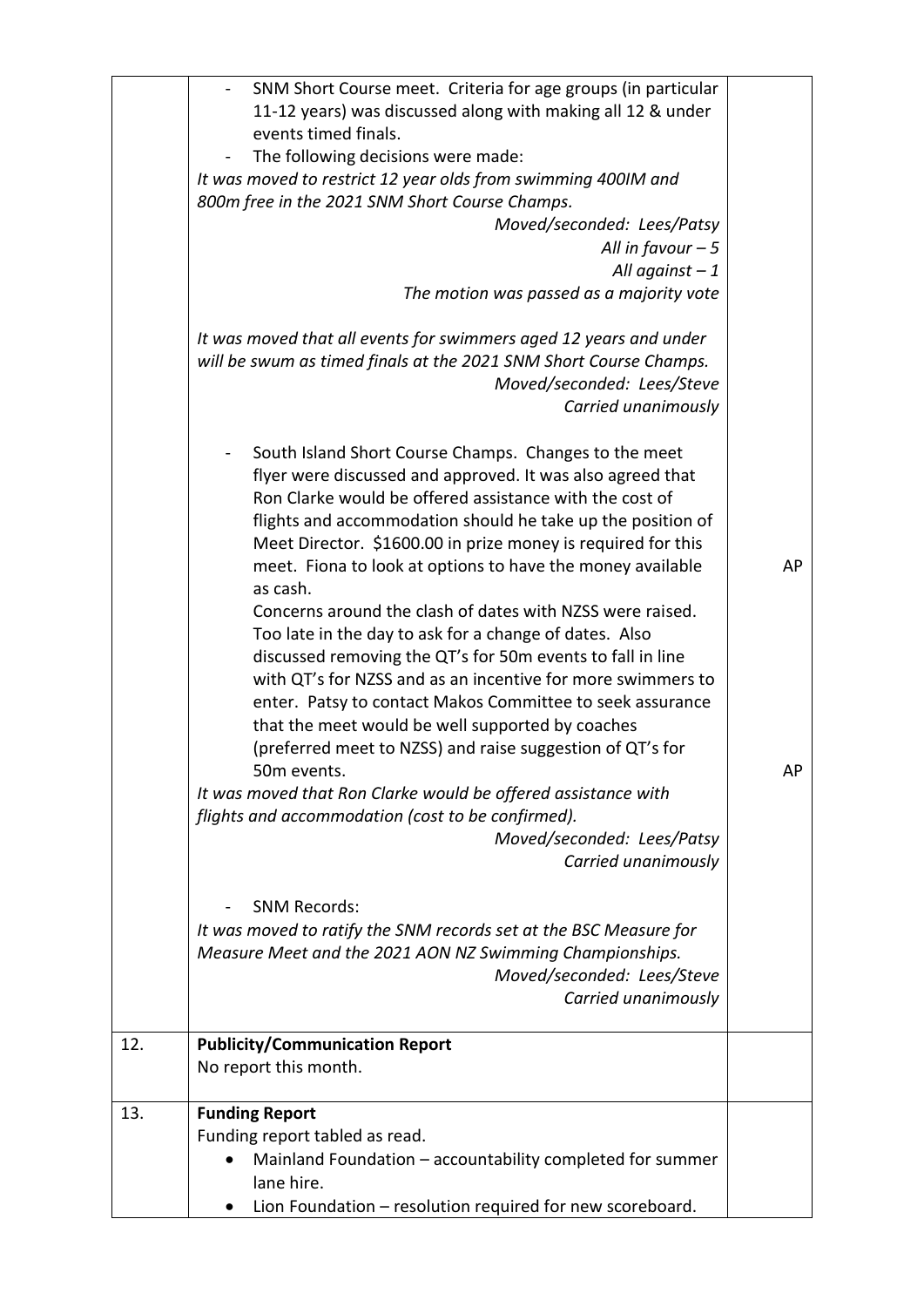| | | |
|---|---|---|
| | - SNM Short Course meet. Criteria for age groups (in particular 11-12 years) was discussed along with making all 12 & under events timed finals.<br>- The following decisions were made:<br>*It was moved to restrict 12 year olds from swimming 400IM and 800m free in the 2021 SNM Short Course Champs.*<br>*Moved/seconded: Lees/Patsy*<br>*All in favour – 5*<br>*All against – 1*<br>*The motion was passed as a majority vote*<br><br>*It was moved that all events for swimmers aged 12 years and under will be swum as timed finals at the 2021 SNM Short Course Champs.*<br>*Moved/seconded: Lees/Steve*<br>*Carried unanimously*<br><br>- South Island Short Course Champs. Changes to the meet flyer were discussed and approved. It was also agreed that Ron Clarke would be offered assistance with the cost of flights and accommodation should he take up the position of Meet Director. $1600.00 in prize money is required for this meet. Fiona to look at options to have the money available as cash.<br>Concerns around the clash of dates with NZSS were raised. Too late in the day to ask for a change of dates. Also discussed removing the QT's for 50m events to fall in line with QT's for NZSS and as an incentive for more swimmers to enter. Patsy to contact Makos Committee to seek assurance that the meet would be well supported by coaches (preferred meet to NZSS) and raise suggestion of QT's for 50m events.<br>*It was moved that Ron Clarke would be offered assistance with flights and accommodation (cost to be confirmed).*<br>*Moved/seconded: Lees/Patsy*<br>*Carried unanimously*<br><br>- SNM Records:<br>*It was moved to ratify the SNM records set at the BSC Measure for Measure Meet and the 2021 AON NZ Swimming Championships.*<br>*Moved/seconded: Lees/Steve*<br>*Carried unanimously* | AP<br><br>AP |
| 12. | **Publicity/Communication Report**<br>No report this month. | |
| 13. | **Funding Report**<br>Funding report tabled as read.<br>• Mainland Foundation – accountability completed for summer lane hire.<br>• Lion Foundation – resolution required for new scoreboard. | |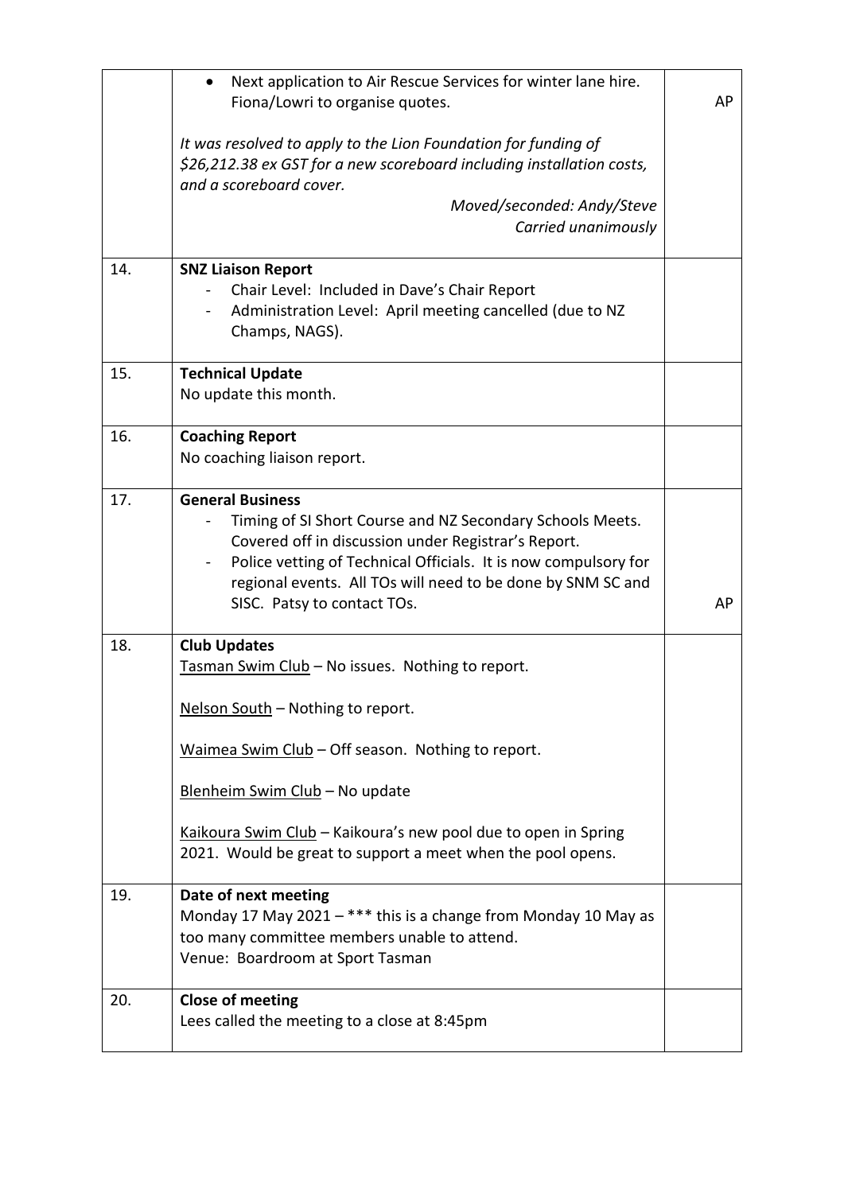| | | |
|---|---|---|
| | • Next application to Air Rescue Services for winter lane hire. Fiona/Lowri to organise quotes.<br><br>*It was resolved to apply to the Lion Foundation for funding of $26,212.38 ex GST for a new scoreboard including installation costs, and a scoreboard cover.*<br>*Moved/seconded: Andy/Steve*<br>*Carried unanimously* | AP |
| 14. | **SNZ Liaison Report**<br>- Chair Level: Included in Dave's Chair Report<br>- Administration Level: April meeting cancelled (due to NZ Champs, NAGS). | |
| 15. | **Technical Update**<br>No update this month. | |
| 16. | **Coaching Report**<br>No coaching liaison report. | |
| 17. | **General Business**<br>- Timing of SI Short Course and NZ Secondary Schools Meets. Covered off in discussion under Registrar's Report.<br>- Police vetting of Technical Officials. It is now compulsory for regional events. All TOs will need to be done by SNM SC and SISC. Patsy to contact TOs. | AP |
| 18. | **Club Updates**<br><u>Tasman Swim Club</u> – No issues. Nothing to report.<br><br><u>Nelson South</u> – Nothing to report.<br><br><u>Waimea Swim Club</u> – Off season. Nothing to report.<br><br><u>Blenheim Swim Club</u> – No update<br><br><u>Kaikoura Swim Club</u> – Kaikoura's new pool due to open in Spring 2021. Would be great to support a meet when the pool opens. | |
| 19. | **Date of next meeting**<br>Monday 17 May 2021 – *** this is a change from Monday 10 May as too many committee members unable to attend.<br>Venue: Boardroom at Sport Tasman | |
| 20. | **Close of meeting**<br>Lees called the meeting to a close at 8:45pm | |